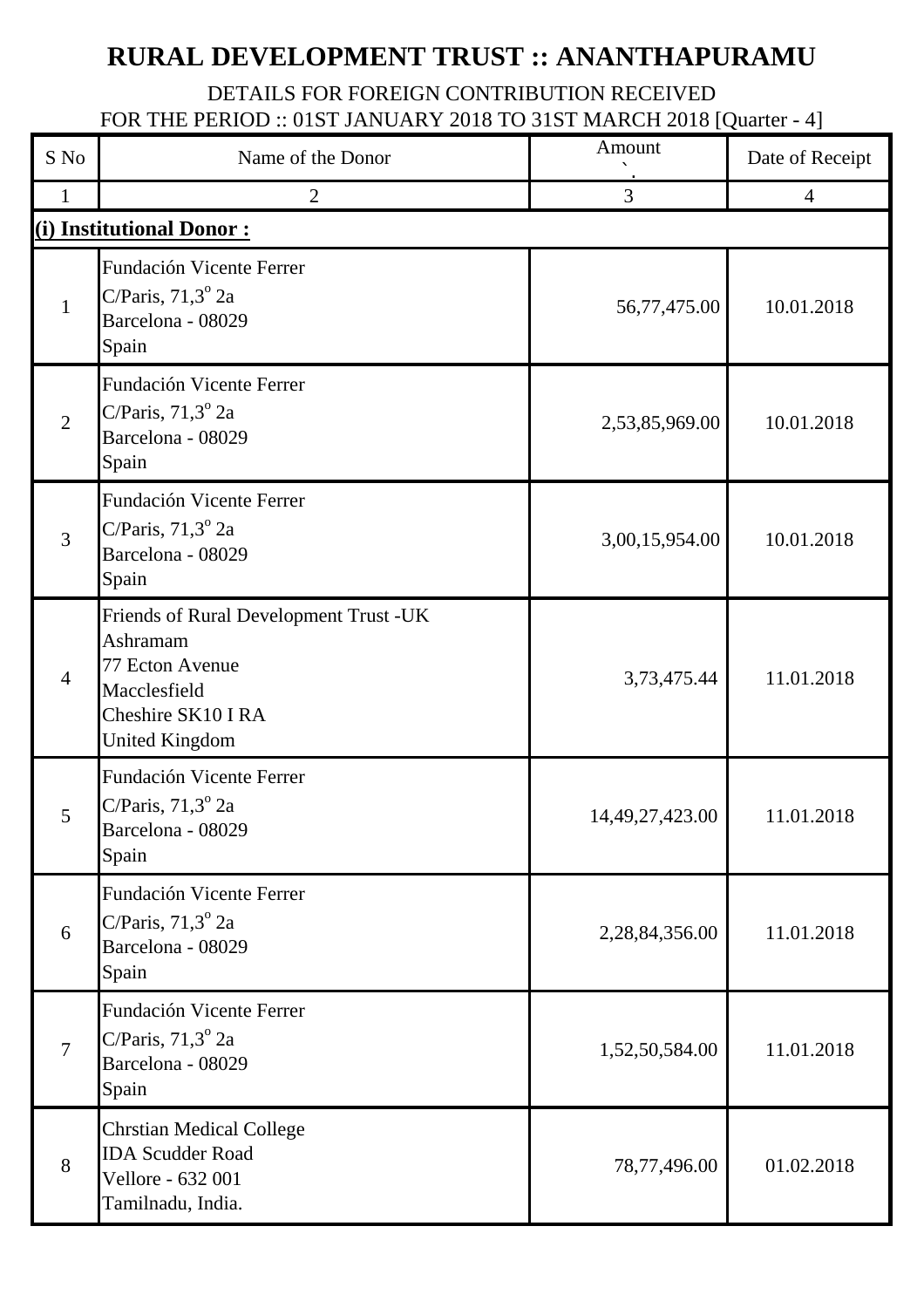# RURAL DEVELOPMENT TRUST :: ANANTHAPURAMU

DETAILS FOR FOREIGN CONTRIBUTION RECEIVED
FOR THE PERIOD :: 01ST JANUARY 2018 TO 31ST MARCH 2018 [Quarter - 4]

| S No | Name of the Donor | Amount ` | Date of Receipt |
|---|---|---|---|
| 1 | 2 | 3 | 4 |
| **(i) Institutional Donor :** | | | |
| 1 | Fundación Vicente Ferrer<br>C/Paris, 71,3º 2a<br>Barcelona - 08029<br>Spain | 56,77,475.00 | 10.01.2018 |
| 2 | Fundación Vicente Ferrer<br>C/Paris, 71,3º 2a<br>Barcelona - 08029<br>Spain | 2,53,85,969.00 | 10.01.2018 |
| 3 | Fundación Vicente Ferrer<br>C/Paris, 71,3º 2a<br>Barcelona - 08029<br>Spain | 3,00,15,954.00 | 10.01.2018 |
| 4 | Friends of Rural Development Trust -UK<br>Ashramam<br>77 Ecton Avenue<br>Macclesfield<br>Cheshire SK10 I RA<br>United Kingdom | 3,73,475.44 | 11.01.2018 |
| 5 | Fundación Vicente Ferrer<br>C/Paris, 71,3º 2a<br>Barcelona - 08029<br>Spain | 14,49,27,423.00 | 11.01.2018 |
| 6 | Fundación Vicente Ferrer<br>C/Paris, 71,3º 2a<br>Barcelona - 08029<br>Spain | 2,28,84,356.00 | 11.01.2018 |
| 7 | Fundación Vicente Ferrer<br>C/Paris, 71,3º 2a<br>Barcelona - 08029<br>Spain | 1,52,50,584.00 | 11.01.2018 |
| 8 | Chrstian Medical College<br>IDA Scudder Road<br>Vellore - 632 001<br>Tamilnadu, India. | 78,77,496.00 | 01.02.2018 |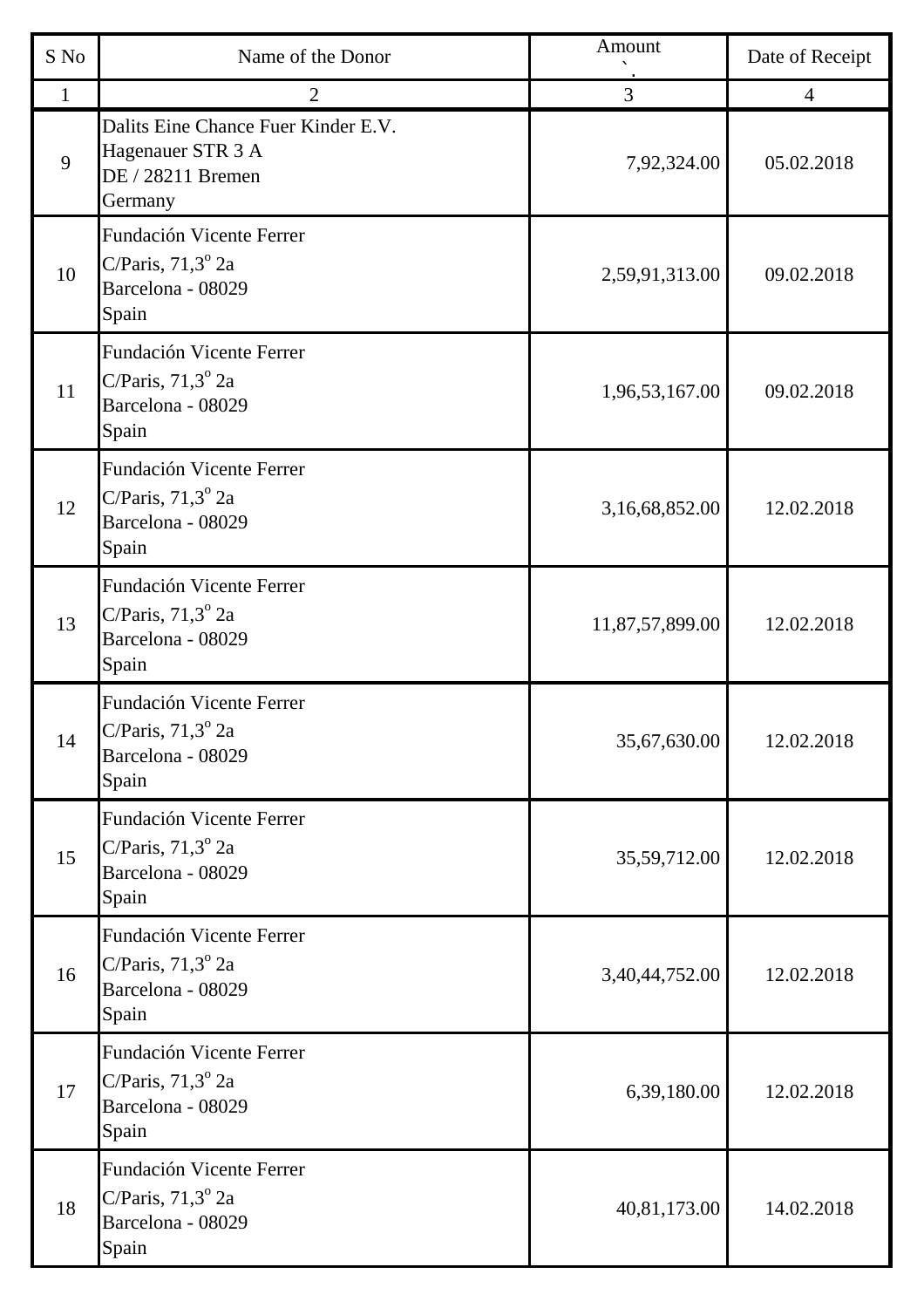| S No | Name of the Donor | Amount ` | Date of Receipt |
|---|---|---|---|
| 1 | 2 | 3 | 4 |
| 9 | Dalits Eine Chance Fuer Kinder E.V.<br>Hagenauer STR 3 A<br>DE / 28211 Bremen<br>Germany | 7,92,324.00 | 05.02.2018 |
| 10 | Fundación Vicente Ferrer<br>C/Paris, 71,3º 2a<br>Barcelona - 08029<br>Spain | 2,59,91,313.00 | 09.02.2018 |
| 11 | Fundación Vicente Ferrer<br>C/Paris, 71,3º 2a<br>Barcelona - 08029<br>Spain | 1,96,53,167.00 | 09.02.2018 |
| 12 | Fundación Vicente Ferrer<br>C/Paris, 71,3º 2a<br>Barcelona - 08029<br>Spain | 3,16,68,852.00 | 12.02.2018 |
| 13 | Fundación Vicente Ferrer<br>C/Paris, 71,3º 2a<br>Barcelona - 08029<br>Spain | 11,87,57,899.00 | 12.02.2018 |
| 14 | Fundación Vicente Ferrer<br>C/Paris, 71,3º 2a<br>Barcelona - 08029<br>Spain | 35,67,630.00 | 12.02.2018 |
| 15 | Fundación Vicente Ferrer<br>C/Paris, 71,3º 2a<br>Barcelona - 08029<br>Spain | 35,59,712.00 | 12.02.2018 |
| 16 | Fundación Vicente Ferrer<br>C/Paris, 71,3º 2a<br>Barcelona - 08029<br>Spain | 3,40,44,752.00 | 12.02.2018 |
| 17 | Fundación Vicente Ferrer<br>C/Paris, 71,3º 2a<br>Barcelona - 08029<br>Spain | 6,39,180.00 | 12.02.2018 |
| 18 | Fundación Vicente Ferrer<br>C/Paris, 71,3º 2a<br>Barcelona - 08029<br>Spain | 40,81,173.00 | 14.02.2018 |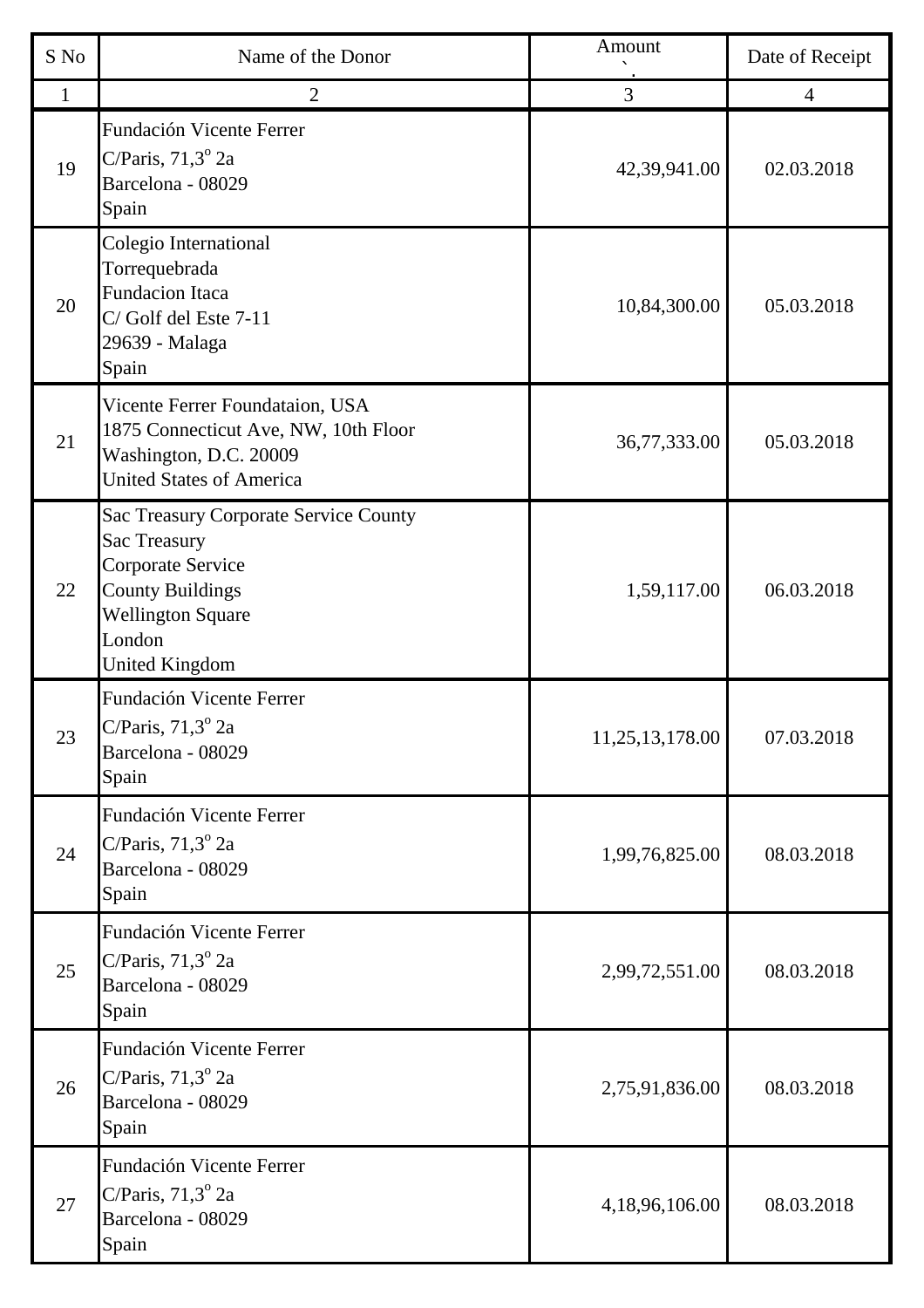| S No | Name of the Donor | Amount | Date of Receipt |
|---|---|---|---|
| 1 | 2 | 3 | 4 |
| 19 | Fundación Vicente Ferrer<br>C/Paris, 71,3$^{o}$ 2a<br>Barcelona - 08029<br>Spain | 42,39,941.00 | 02.03.2018 |
| 20 | Colegio International<br>Torrequebrada<br>Fundacion Itaca<br>C/ Golf del Este 7-11<br>29639 - Malaga<br>Spain | 10,84,300.00 | 05.03.2018 |
| 21 | Vicente Ferrer Foundataion, USA<br>1875 Connecticut Ave, NW, 10th Floor<br>Washington, D.C. 20009<br>United States of America | 36,77,333.00 | 05.03.2018 |
| 22 | Sac Treasury Corporate Service County<br>Sac Treasury<br>Corporate Service<br>County Buildings<br>Wellington Square<br>London<br>United Kingdom | 1,59,117.00 | 06.03.2018 |
| 23 | Fundación Vicente Ferrer<br>C/Paris, 71,3$^{o}$ 2a<br>Barcelona - 08029<br>Spain | 11,25,13,178.00 | 07.03.2018 |
| 24 | Fundación Vicente Ferrer<br>C/Paris, 71,3$^{o}$ 2a<br>Barcelona - 08029<br>Spain | 1,99,76,825.00 | 08.03.2018 |
| 25 | Fundación Vicente Ferrer<br>C/Paris, 71,3$^{o}$ 2a<br>Barcelona - 08029<br>Spain | 2,99,72,551.00 | 08.03.2018 |
| 26 | Fundación Vicente Ferrer<br>C/Paris, 71,3$^{o}$ 2a<br>Barcelona - 08029<br>Spain | 2,75,91,836.00 | 08.03.2018 |
| 27 | Fundación Vicente Ferrer<br>C/Paris, 71,3$^{o}$ 2a<br>Barcelona - 08029<br>Spain | 4,18,96,106.00 | 08.03.2018 |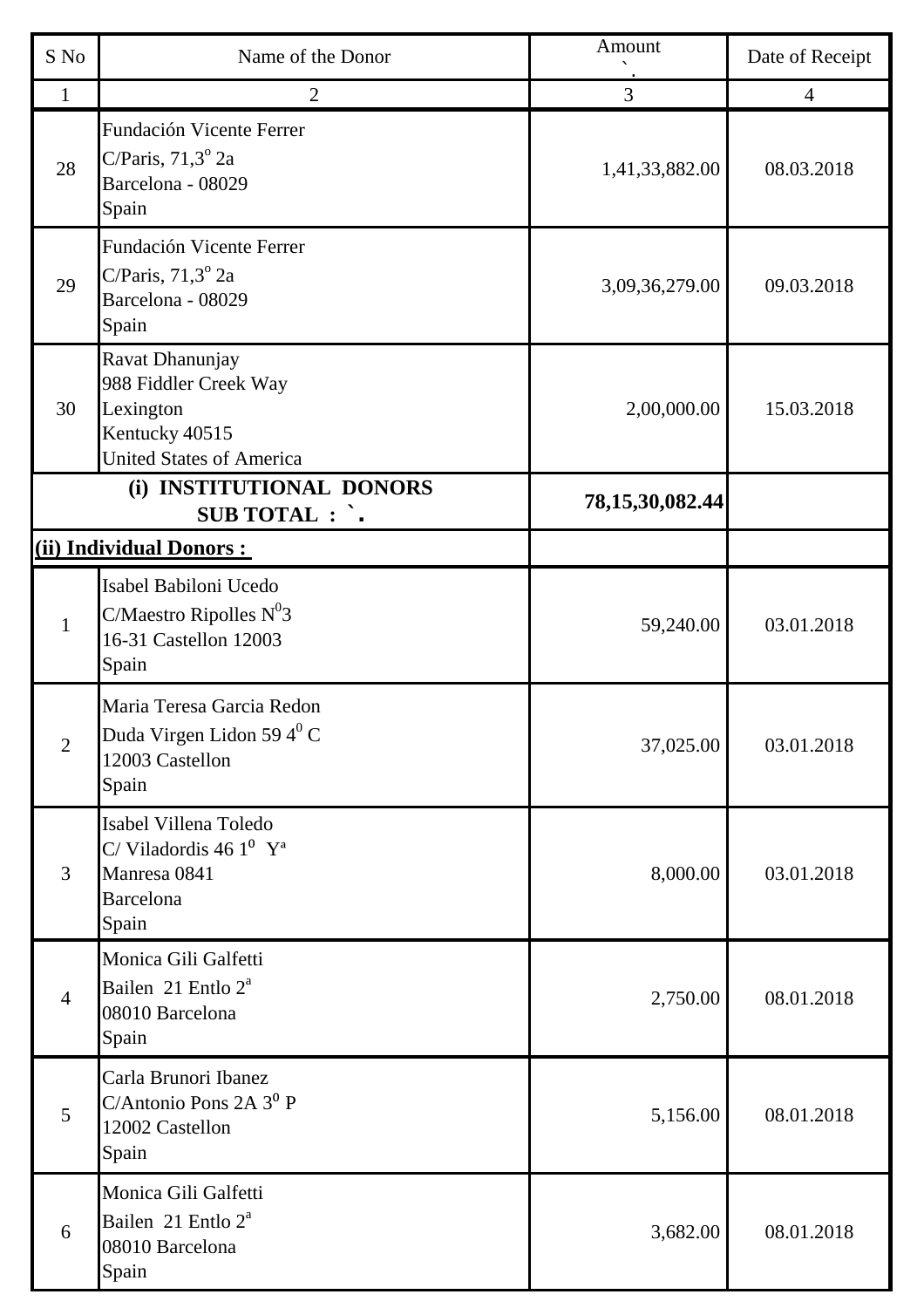| S No | Name of the Donor | Amount ` | Date of Receipt |
|---|---|---|---|
| 1 | 2 | 3 | 4 |
| 28 | Fundación Vicente Ferrer<br>C/Paris, 71,3º 2a<br>Barcelona - 08029<br>Spain | 1,41,33,882.00 | 08.03.2018 |
| 29 | Fundación Vicente Ferrer<br>C/Paris, 71,3º 2a<br>Barcelona - 08029<br>Spain | 3,09,36,279.00 | 09.03.2018 |
| 30 | Ravat Dhanunjay<br>988 Fiddler Creek Way<br>Lexington<br>Kentucky 40515<br>United States of America | 2,00,000.00 | 15.03.2018 |
| | **(i) INSTITUTIONAL DONORS SUB TOTAL : `.** | **78,15,30,082.44** | |
| **(ii) Individual Donors :** | | | |
| 1 | Isabel Babiloni Ucedo<br>C/Maestro Ripolles N⁰3<br>16-31 Castellon 12003<br>Spain | 59,240.00 | 03.01.2018 |
| 2 | Maria Teresa Garcia Redon<br>Duda Virgen Lidon 59 4⁰ C<br>12003 Castellon<br>Spain | 37,025.00 | 03.01.2018 |
| 3 | Isabel Villena Toledo<br>C/ Viladordis 46 1⁰ Yª<br>Manresa 0841<br>Barcelona<br>Spain | 8,000.00 | 03.01.2018 |
| 4 | Monica Gili Galfetti<br>Bailen 21 Entlo 2ª<br>08010 Barcelona<br>Spain | 2,750.00 | 08.01.2018 |
| 5 | Carla Brunori Ibanez<br>C/Antonio Pons 2A 3⁰ P<br>12002 Castellon<br>Spain | 5,156.00 | 08.01.2018 |
| 6 | Monica Gili Galfetti<br>Bailen 21 Entlo 2ª<br>08010 Barcelona<br>Spain | 3,682.00 | 08.01.2018 |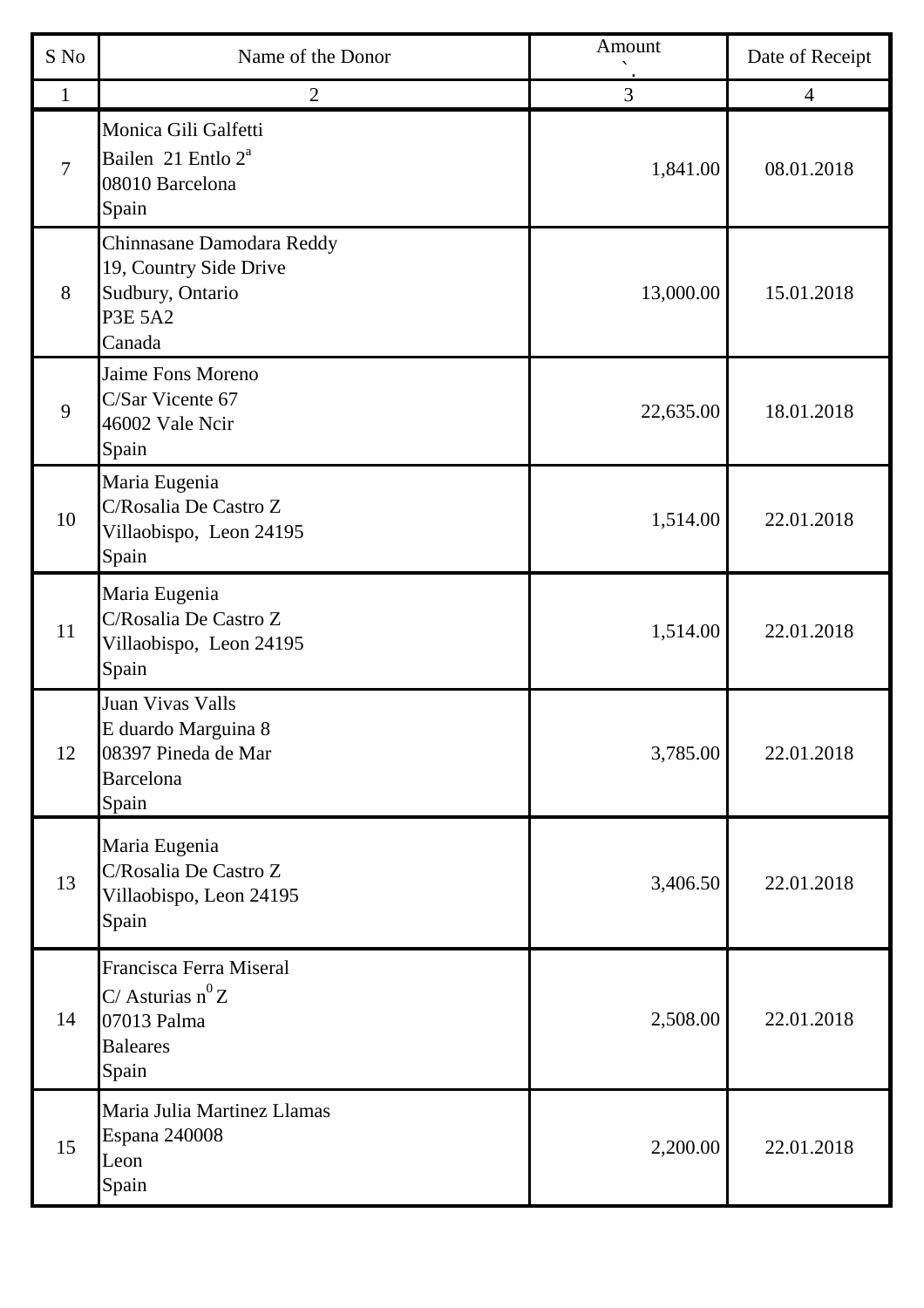| S No | Name of the Donor | Amount | Date of Receipt |
|---|---|---|---|
| 1 | 2 | 3 | 4 |
| 7 | Monica Gili Galfetti<br>Bailen 21 Entlo 2[a]<br>08010 Barcelona<br>Spain | 1,841.00 | 08.01.2018 |
| 8 | Chinnasane Damodara Reddy<br>19, Country Side Drive<br>Sudbury, Ontario<br>P3E 5A2<br>Canada | 13,000.00 | 15.01.2018 |
| 9 | Jaime Fons Moreno<br>C/Sar Vicente 67<br>46002 Vale Ncir<br>Spain | 22,635.00 | 18.01.2018 |
| 10 | Maria Eugenia<br>C/Rosalia De Castro Z<br>Villaobispo, Leon 24195<br>Spain | 1,514.00 | 22.01.2018 |
| 11 | Maria Eugenia<br>C/Rosalia De Castro Z<br>Villaobispo, Leon 24195<br>Spain | 1,514.00 | 22.01.2018 |
| 12 | Juan Vivas Valls<br>E duardo Marguina 8<br>08397 Pineda de Mar<br>Barcelona<br>Spain | 3,785.00 | 22.01.2018 |
| 13 | Maria Eugenia<br>C/Rosalia De Castro Z<br>Villaobispo, Leon 24195<br>Spain | 3,406.50 | 22.01.2018 |
| 14 | Francisca Ferra Miseral<br>C/ Asturias n[0] Z<br>07013 Palma<br>Baleares<br>Spain | 2,508.00 | 22.01.2018 |
| 15 | Maria Julia Martinez Llamas<br>Espana 240008<br>Leon<br>Spain | 2,200.00 | 22.01.2018 |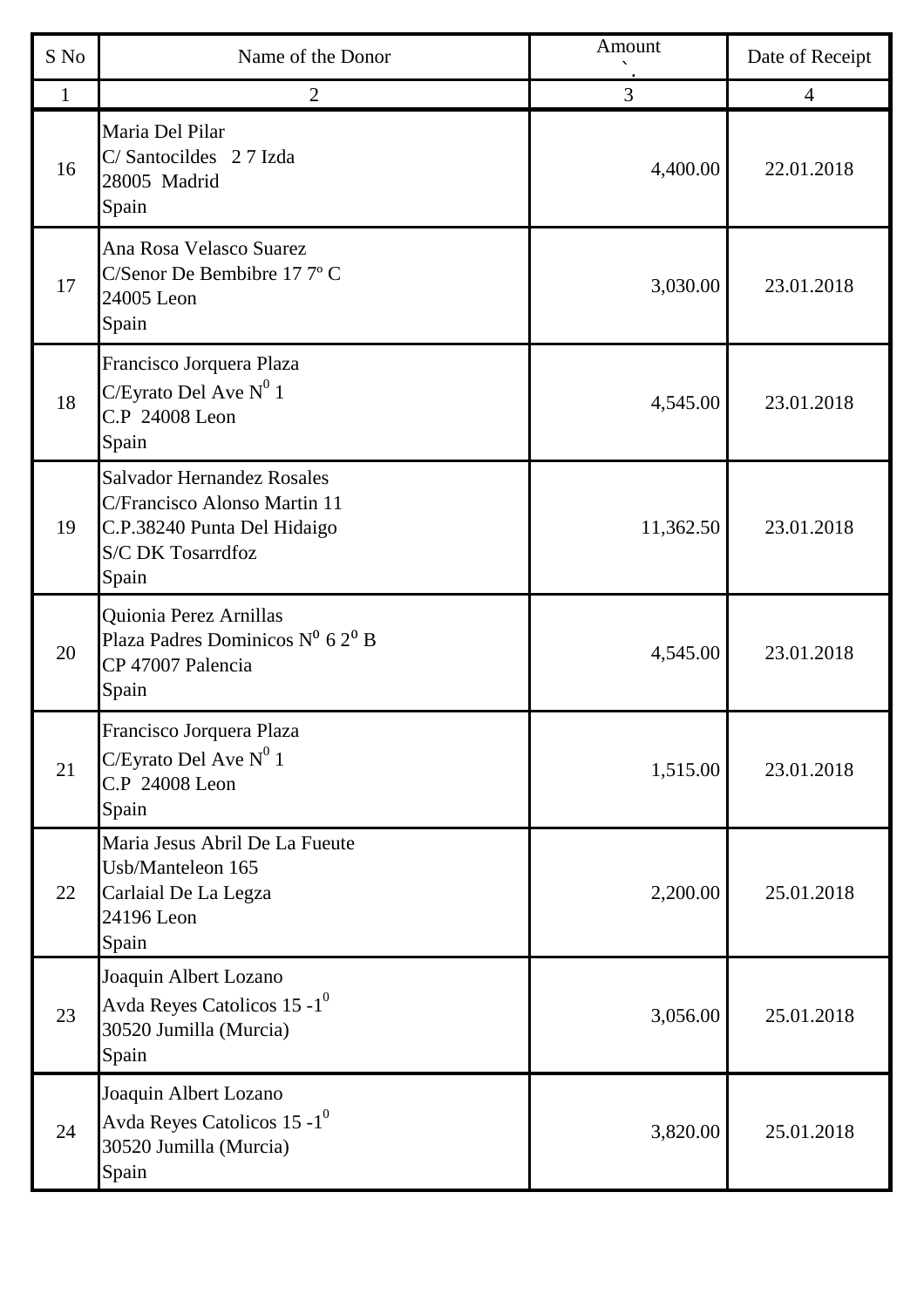| S No | Name of the Donor | Amount | Date of Receipt |
|---|---|---|---|
| 1 | 2 | 3 | 4 |
| 16 | Maria Del Pilar<br>C/ Santocildes 2 7 Izda<br>28005 Madrid<br>Spain | 4,400.00 | 22.01.2018 |
| 17 | Ana Rosa Velasco Suarez<br>C/Senor De Bembibre 17 7º C<br>24005 Leon<br>Spain | 3,030.00 | 23.01.2018 |
| 18 | Francisco Jorquera Plaza<br>C/Eyrato Del Ave N$^0$ 1<br>C.P 24008 Leon<br>Spain | 4,545.00 | 23.01.2018 |
| 19 | Salvador Hernandez Rosales<br>C/Francisco Alonso Martin 11<br>C.P.38240 Punta Del Hidaigo<br>S/C DK Tosarrdfoz<br>Spain | 11,362.50 | 23.01.2018 |
| 20 | Quionia Perez Arnillas<br>Plaza Padres Dominicos N$^0$ 6 2$^0$ B<br>CP 47007 Palencia<br>Spain | 4,545.00 | 23.01.2018 |
| 21 | Francisco Jorquera Plaza<br>C/Eyrato Del Ave N$^0$ 1<br>C.P 24008 Leon<br>Spain | 1,515.00 | 23.01.2018 |
| 22 | Maria Jesus Abril De La Fueute<br>Usb/Manteleon 165<br>Carlaial De La Legza<br>24196 Leon<br>Spain | 2,200.00 | 25.01.2018 |
| 23 | Joaquin Albert Lozano<br>Avda Reyes Catolicos 15 -1$^0$<br>30520 Jumilla (Murcia)<br>Spain | 3,056.00 | 25.01.2018 |
| 24 | Joaquin Albert Lozano<br>Avda Reyes Catolicos 15 -1$^0$<br>30520 Jumilla (Murcia)<br>Spain | 3,820.00 | 25.01.2018 |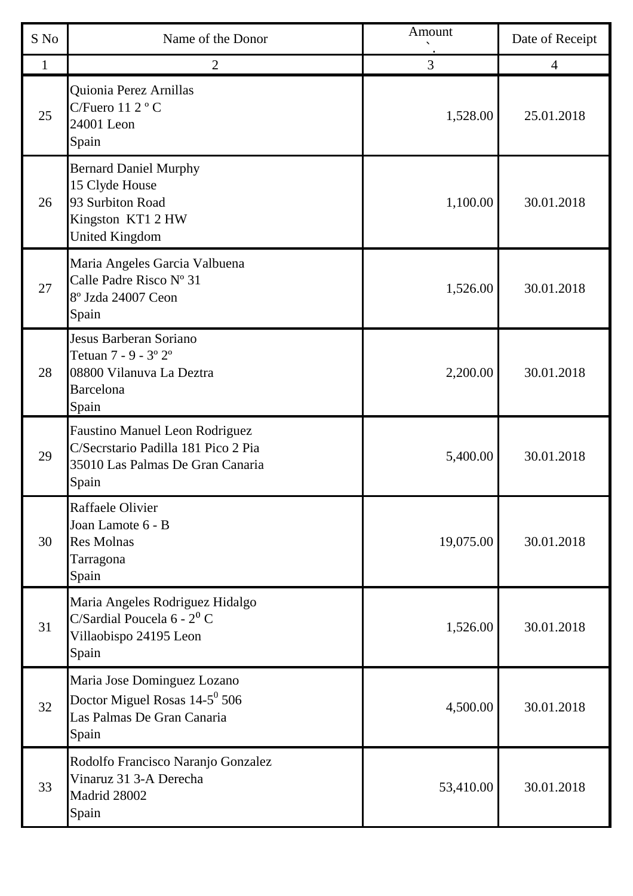| S No | Name of the Donor | Amount | Date of Receipt |
|---|---|---|---|
| 1 | 2 | 3 | 4 |
| 25 | Quionia Perez Arnillas<br>C/Fuero 11 2 º C<br>24001 Leon<br>Spain | 1,528.00 | 25.01.2018 |
| 26 | Bernard Daniel Murphy<br>15 Clyde House<br>93 Surbiton Road<br>Kingston KT1 2 HW<br>United Kingdom | 1,100.00 | 30.01.2018 |
| 27 | Maria Angeles Garcia Valbuena<br>Calle Padre Risco Nº 31<br>8º Jzda 24007 Ceon<br>Spain | 1,526.00 | 30.01.2018 |
| 28 | Jesus Barberan Soriano<br>Tetuan 7 - 9 - 3º 2º<br>08800 Vilanuva La Deztra<br>Barcelona<br>Spain | 2,200.00 | 30.01.2018 |
| 29 | Faustino Manuel Leon Rodriguez<br>C/Secrstario Padilla 181 Pico 2 Pia<br>35010 Las Palmas De Gran Canaria<br>Spain | 5,400.00 | 30.01.2018 |
| 30 | Raffaele Olivier<br>Joan Lamote 6 - B<br>Res Molnas<br>Tarragona<br>Spain | 19,075.00 | 30.01.2018 |
| 31 | Maria Angeles Rodriguez Hidalgo<br>C/Sardial Poucela 6 - $2^{0}$ C<br>Villaobispo 24195 Leon<br>Spain | 1,526.00 | 30.01.2018 |
| 32 | Maria Jose Dominguez Lozano<br>Doctor Miguel Rosas 14-$5^{0}$ 506<br>Las Palmas De Gran Canaria<br>Spain | 4,500.00 | 30.01.2018 |
| 33 | Rodolfo Francisco Naranjo Gonzalez<br>Vinaruz 31 3-A Derecha<br>Madrid 28002<br>Spain | 53,410.00 | 30.01.2018 |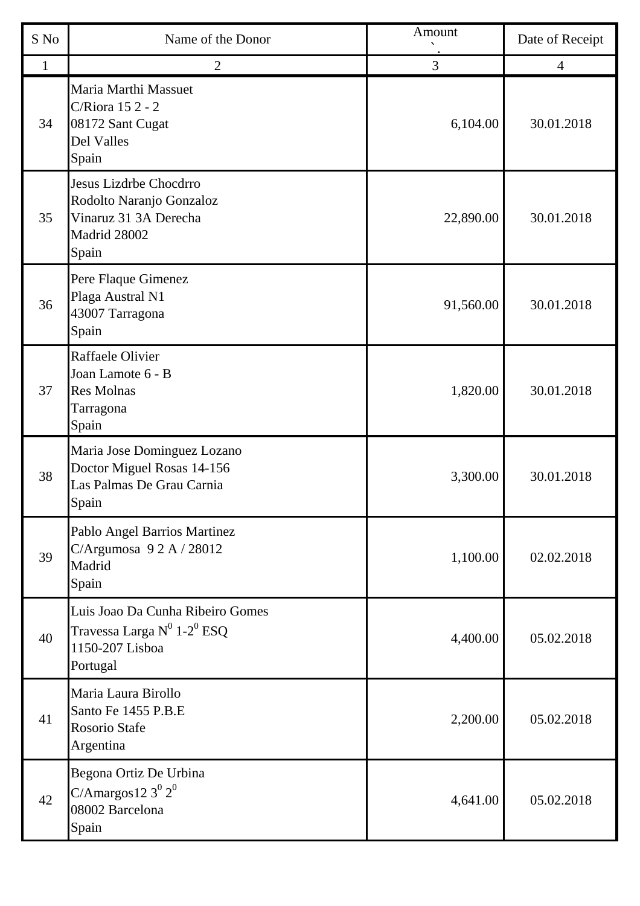| S No | Name of the Donor | Amount | Date of Receipt |
|---|---|---|---|
| 1 | 2 | 3 | 4 |
| 34 | Maria Marthi Massuet<br>C/Riora 15 2 - 2<br>08172 Sant Cugat<br>Del Valles<br>Spain | 6,104.00 | 30.01.2018 |
| 35 | Jesus Lizdrbe Chocdrro<br>Rodolto Naranjo Gonzaloz<br>Vinaruz 31 3A Derecha<br>Madrid 28002<br>Spain | 22,890.00 | 30.01.2018 |
| 36 | Pere Flaque Gimenez<br>Plaga Austral N1<br>43007 Tarragona<br>Spain | 91,560.00 | 30.01.2018 |
| 37 | Raffaele Olivier<br>Joan Lamote 6 - B<br>Res Molnas<br>Tarragona<br>Spain | 1,820.00 | 30.01.2018 |
| 38 | Maria Jose Dominguez Lozano<br>Doctor Miguel Rosas 14-156<br>Las Palmas De Grau Carnia<br>Spain | 3,300.00 | 30.01.2018 |
| 39 | Pablo Angel Barrios Martinez<br>C/Argumosa 9 2 A / 28012<br>Madrid<br>Spain | 1,100.00 | 02.02.2018 |
| 40 | Luis Joao Da Cunha Ribeiro Gomes<br>Travessa Larga N$^0$ 1-2$^0$ ESQ<br>1150-207 Lisboa<br>Portugal | 4,400.00 | 05.02.2018 |
| 41 | Maria Laura Birollo<br>Santo Fe 1455 P.B.E<br>Rosorio Stafe<br>Argentina | 2,200.00 | 05.02.2018 |
| 42 | Begona Ortiz De Urbina<br>C/Amargos12 3$^0$ 2$^0$<br>08002 Barcelona<br>Spain | 4,641.00 | 05.02.2018 |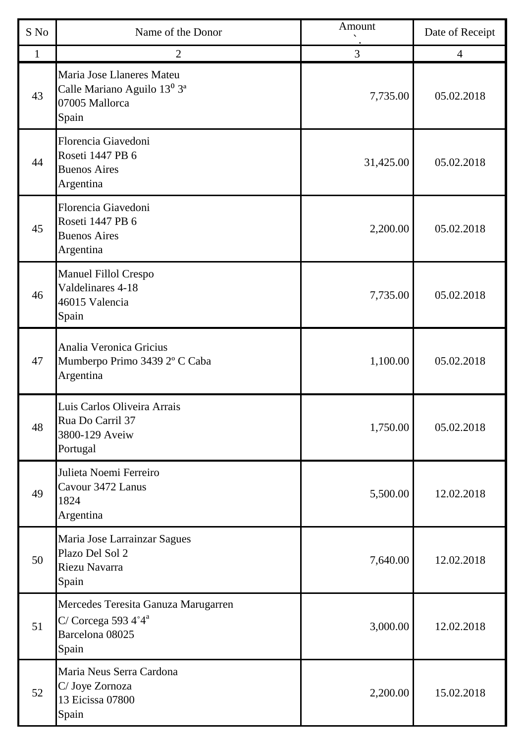| S No | Name of the Donor | Amount | Date of Receipt |
|---|---|---|---|
| 1 | 2 | 3 | 4 |
| 43 | Maria Jose Llaneres Mateu<br>Calle Mariano Aguilo 13⁰ 3ª<br>07005 Mallorca<br>Spain | 7,735.00 | 05.02.2018 |
| 44 | Florencia Giavedoni<br>Roseti 1447 PB 6<br>Buenos Aires<br>Argentina | 31,425.00 | 05.02.2018 |
| 45 | Florencia Giavedoni<br>Roseti 1447 PB 6<br>Buenos Aires<br>Argentina | 2,200.00 | 05.02.2018 |
| 46 | Manuel Fillol Crespo<br>Valdelinares 4-18<br>46015 Valencia<br>Spain | 7,735.00 | 05.02.2018 |
| 47 | Analia Veronica Gricius<br>Mumberpo Primo 3439 2º C Caba<br>Argentina | 1,100.00 | 05.02.2018 |
| 48 | Luis Carlos Oliveira Arrais<br>Rua Do Carril 37<br>3800-129 Aveiw<br>Portugal | 1,750.00 | 05.02.2018 |
| 49 | Julieta Noemi Ferreiro<br>Cavour 3472 Lanus<br>1824<br>Argentina | 5,500.00 | 12.02.2018 |
| 50 | Maria Jose Larrainzar Sagues<br>Plazo Del Sol 2<br>Riezu Navarra<br>Spain | 7,640.00 | 12.02.2018 |
| 51 | Mercedes Teresita Ganuza Marugarren<br>C/ Corcega 593 4˚4ª<br>Barcelona 08025<br>Spain | 3,000.00 | 12.02.2018 |
| 52 | Maria Neus Serra Cardona<br>C/ Joye Zornoza<br>13 Eicissa 07800<br>Spain | 2,200.00 | 15.02.2018 |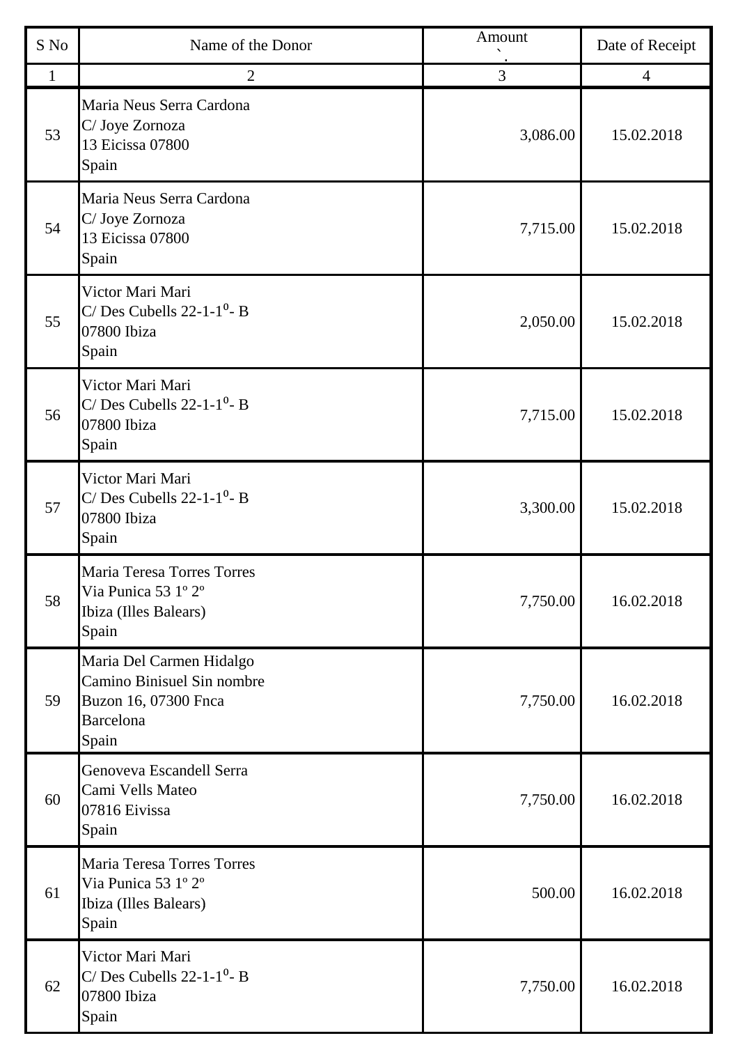| S No | Name of the Donor | Amount ` | Date of Receipt |
|---|---|---|---|
| 1 | 2 | 3 | 4 |
| 53 | Maria Neus Serra Cardona<br>C/ Joye Zornoza<br>13 Eicissa 07800<br>Spain | 3,086.00 | 15.02.2018 |
| 54 | Maria Neus Serra Cardona<br>C/ Joye Zornoza<br>13 Eicissa 07800<br>Spain | 7,715.00 | 15.02.2018 |
| 55 | Victor Mari Mari<br>C/ Des Cubells 22-1-1⁰- B<br>07800 Ibiza<br>Spain | 2,050.00 | 15.02.2018 |
| 56 | Victor Mari Mari<br>C/ Des Cubells 22-1-1⁰- B<br>07800 Ibiza<br>Spain | 7,715.00 | 15.02.2018 |
| 57 | Victor Mari Mari<br>C/ Des Cubells 22-1-1⁰- B<br>07800 Ibiza<br>Spain | 3,300.00 | 15.02.2018 |
| 58 | Maria Teresa Torres Torres<br>Via Punica 53 1º 2º<br>Ibiza (Illes Balears)<br>Spain | 7,750.00 | 16.02.2018 |
| 59 | Maria Del Carmen Hidalgo<br>Camino Binisuel Sin nombre<br>Buzon 16, 07300 Fnca<br>Barcelona<br>Spain | 7,750.00 | 16.02.2018 |
| 60 | Genoveva Escandell Serra<br>Cami Vells Mateo<br>07816 Eivissa<br>Spain | 7,750.00 | 16.02.2018 |
| 61 | Maria Teresa Torres Torres<br>Via Punica 53 1º 2º<br>Ibiza (Illes Balears)<br>Spain | 500.00 | 16.02.2018 |
| 62 | Victor Mari Mari<br>C/ Des Cubells 22-1-1⁰- B<br>07800 Ibiza<br>Spain | 7,750.00 | 16.02.2018 |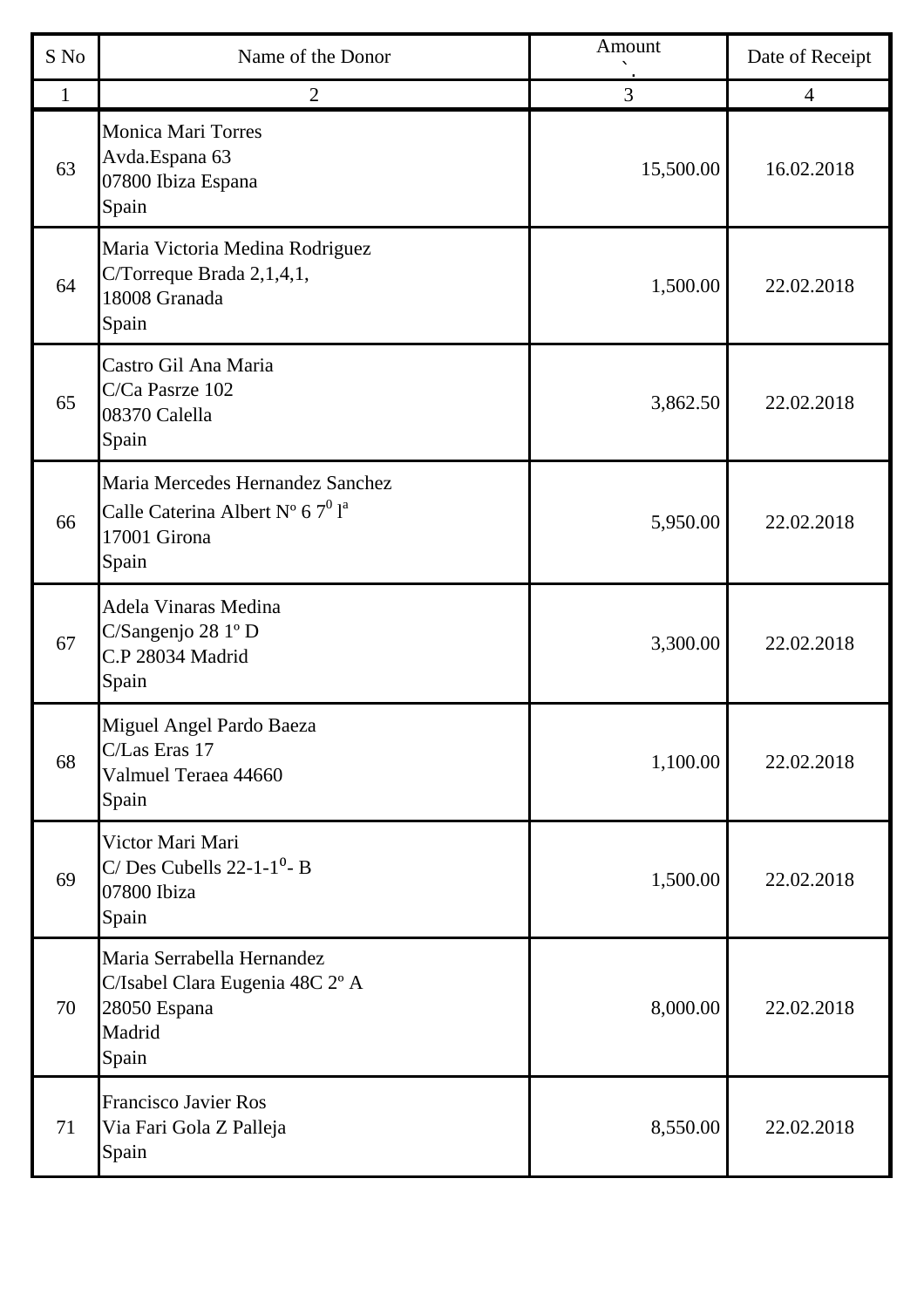| S No | Name of the Donor | Amount | Date of Receipt |
|---|---|---|---|
| 1 | 2 | 3 | 4 |
| 63 | Monica Mari Torres<br>Avda.Espana 63<br>07800 Ibiza Espana<br>Spain | 15,500.00 | 16.02.2018 |
| 64 | Maria Victoria Medina Rodriguez<br>C/Torreque Brada 2,1,4,1,<br>18008 Granada<br>Spain | 1,500.00 | 22.02.2018 |
| 65 | Castro Gil Ana Maria<br>C/Ca Pasrze 102<br>08370 Calella<br>Spain | 3,862.50 | 22.02.2018 |
| 66 | Maria Mercedes Hernandez Sanchez<br>Calle Caterina Albert Nº 6 7⁰ lª<br>17001 Girona<br>Spain | 5,950.00 | 22.02.2018 |
| 67 | Adela Vinaras Medina<br>C/Sangenjo 28 1º D<br>C.P 28034 Madrid<br>Spain | 3,300.00 | 22.02.2018 |
| 68 | Miguel Angel Pardo Baeza<br>C/Las Eras 17<br>Valmuel Teraea 44660<br>Spain | 1,100.00 | 22.02.2018 |
| 69 | Victor Mari Mari<br>C/ Des Cubells 22-1-1⁰- B<br>07800 Ibiza<br>Spain | 1,500.00 | 22.02.2018 |
| 70 | Maria Serrabella Hernandez<br>C/Isabel Clara Eugenia 48C 2º A<br>28050 Espana<br>Madrid<br>Spain | 8,000.00 | 22.02.2018 |
| 71 | Francisco Javier Ros<br>Via Fari Gola Z Palleja<br>Spain | 8,550.00 | 22.02.2018 |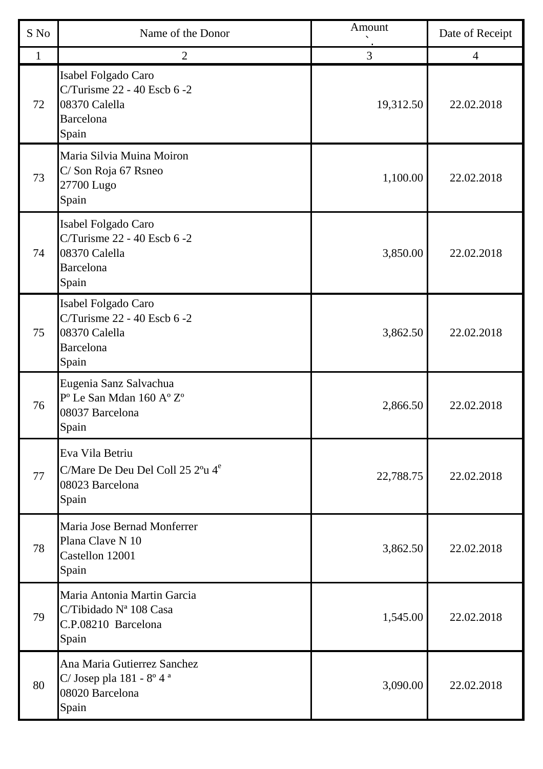| S No | Name of the Donor | Amount | Date of Receipt |
|---|---|---|---|
| 1 | 2 | 3 | 4 |
| 72 | Isabel Folgado Caro<br>C/Turisme 22 - 40 Escb 6 -2<br>08370 Calella<br>Barcelona<br>Spain | 19,312.50 | 22.02.2018 |
| 73 | Maria Silvia Muina Moiron<br>C/ Son Roja 67 Rsneo<br>27700 Lugo<br>Spain | 1,100.00 | 22.02.2018 |
| 74 | Isabel Folgado Caro<br>C/Turisme 22 - 40 Escb 6 -2<br>08370 Calella<br>Barcelona<br>Spain | 3,850.00 | 22.02.2018 |
| 75 | Isabel Folgado Caro<br>C/Turisme 22 - 40 Escb 6 -2<br>08370 Calella<br>Barcelona<br>Spain | 3,862.50 | 22.02.2018 |
| 76 | Eugenia Sanz Salvachua<br>Pº Le San Mdan 160 Aº Zº<br>08037 Barcelona<br>Spain | 2,866.50 | 22.02.2018 |
| 77 | Eva Vila Betriu<br>C/Mare De Deu Del Coll 25 2ºu 4e<br>08023 Barcelona<br>Spain | 22,788.75 | 22.02.2018 |
| 78 | Maria Jose Bernad Monferrer<br>Plana Clave N 10<br>Castellon 12001<br>Spain | 3,862.50 | 22.02.2018 |
| 79 | Maria Antonia Martin Garcia<br>C/Tibidado Nª 108 Casa<br>C.P.08210 Barcelona<br>Spain | 1,545.00 | 22.02.2018 |
| 80 | Ana Maria Gutierrez Sanchez<br>C/ Josep pla 181 - 8º 4 ª<br>08020 Barcelona<br>Spain | 3,090.00 | 22.02.2018 |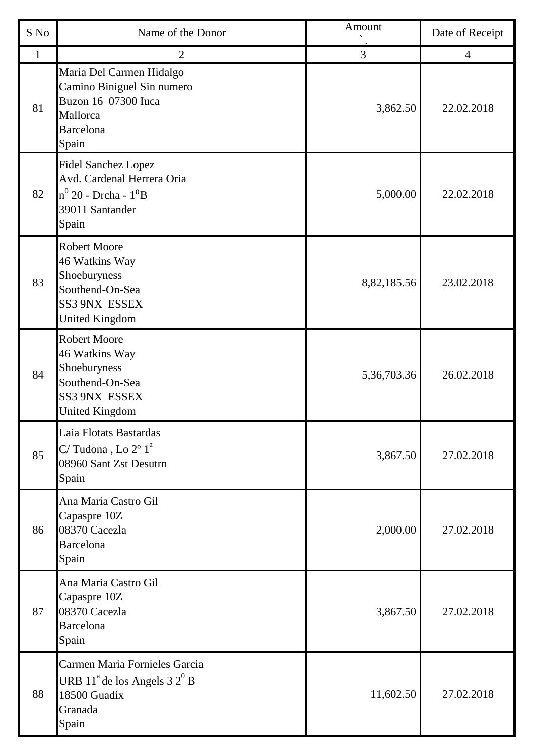| S No | Name of the Donor | Amount ` | Date of Receipt |
|---|---|---|---|
| 1 | 2 | 3 | 4 |
| 81 | Maria Del Carmen Hidalgo<br>Camino Biniguel Sin numero<br>Buzon 16 07300 Iuca<br>Mallorca<br>Barcelona<br>Spain | 3,862.50 | 22.02.2018 |
| 82 | Fidel Sanchez Lopez<br>Avd. Cardenal Herrera Oria<br>n$^0$ 20 - Drcha - 1$^0$B<br>39011 Santander<br>Spain | 5,000.00 | 22.02.2018 |
| 83 | Robert Moore<br>46 Watkins Way<br>Shoeburyness<br>Southend-On-Sea<br>SS3 9NX ESSEX<br>United Kingdom | 8,82,185.56 | 23.02.2018 |
| 84 | Robert Moore<br>46 Watkins Way<br>Shoeburyness<br>Southend-On-Sea<br>SS3 9NX ESSEX<br>United Kingdom | 5,36,703.36 | 26.02.2018 |
| 85 | Laia Flotats Bastardas<br>C/ Tudona , Lo 2º 1$^a$<br>08960 Sant Zst Desutrn<br>Spain | 3,867.50 | 27.02.2018 |
| 86 | Ana Maria Castro Gil<br>Capaspre 10Z<br>08370 Cacezla<br>Barcelona<br>Spain | 2,000.00 | 27.02.2018 |
| 87 | Ana Maria Castro Gil<br>Capaspre 10Z<br>08370 Cacezla<br>Barcelona<br>Spain | 3,867.50 | 27.02.2018 |
| 88 | Carmen Maria Fornieles Garcia<br>URB 11$^a$ de los Angels 3 2$^0$ B<br>18500 Guadix<br>Granada<br>Spain | 11,602.50 | 27.02.2018 |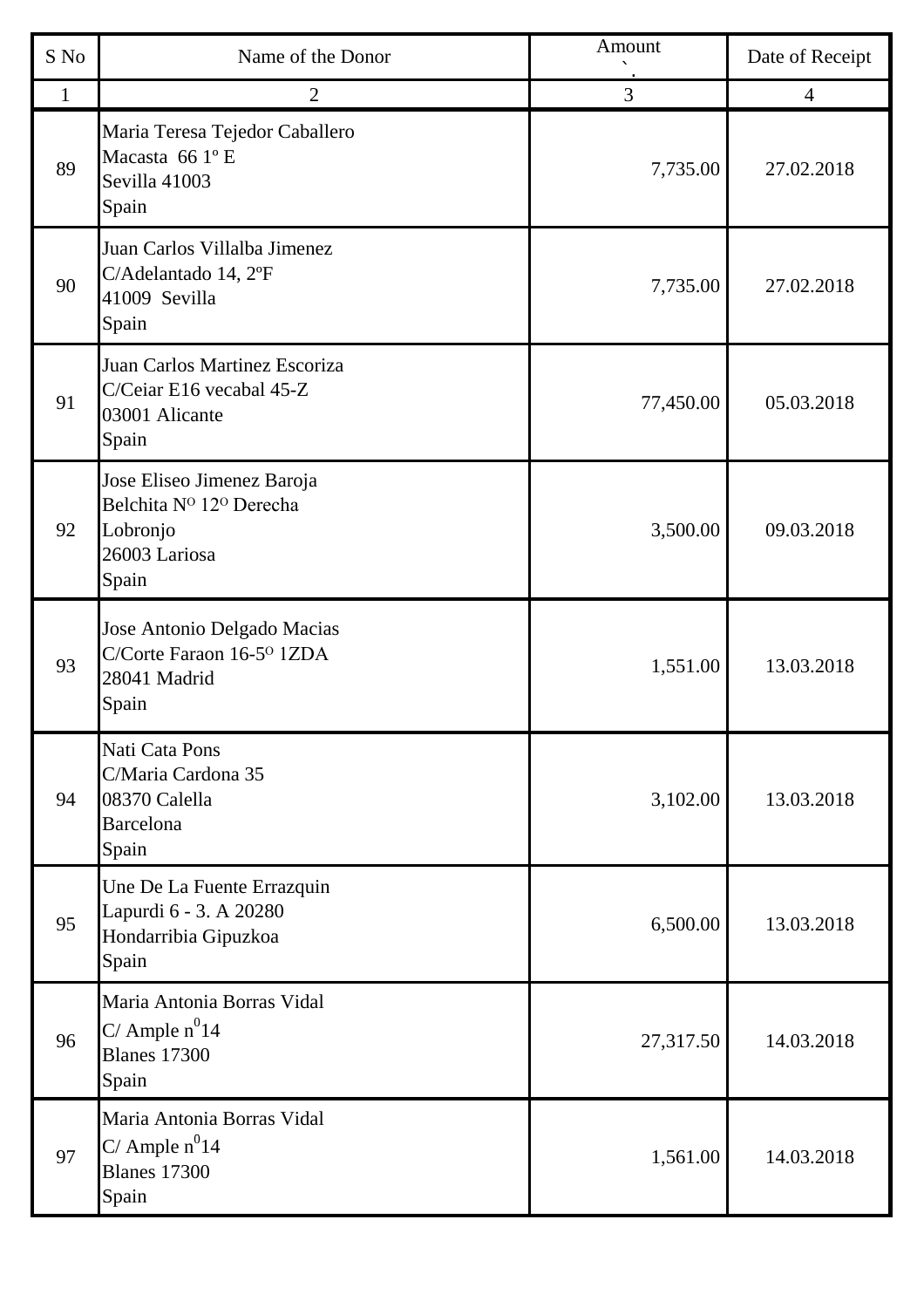| S No | Name of the Donor | Amount | Date of Receipt |
|---|---|---|---|
| 1 | 2 | 3 | 4 |
| 89 | Maria Teresa Tejedor Caballero<br>Macasta 66 1º E<br>Sevilla 41003<br>Spain | 7,735.00 | 27.02.2018 |
| 90 | Juan Carlos Villalba Jimenez<br>C/Adelantado 14, 2ºF<br>41009 Sevilla<br>Spain | 7,735.00 | 27.02.2018 |
| 91 | Juan Carlos Martinez Escoriza<br>C/Ceiar E16 vecabal 45-Z<br>03001 Alicante<br>Spain | 77,450.00 | 05.03.2018 |
| 92 | Jose Eliseo Jimenez Baroja<br>Belchita NO 12O Derecha<br>Lobronjo<br>26003 Lariosa<br>Spain | 3,500.00 | 09.03.2018 |
| 93 | Jose Antonio Delgado Macias<br>C/Corte Faraon 16-5O 1ZDA<br>28041 Madrid<br>Spain | 1,551.00 | 13.03.2018 |
| 94 | Nati Cata Pons<br>C/Maria Cardona 35<br>08370 Calella<br>Barcelona<br>Spain | 3,102.00 | 13.03.2018 |
| 95 | Une De La Fuente Errazquin<br>Lapurdi 6 - 3. A 20280<br>Hondarribia Gipuzkoa<br>Spain | 6,500.00 | 13.03.2018 |
| 96 | Maria Antonia Borras Vidal<br>C/ Ample n0 14<br>Blanes 17300<br>Spain | 27,317.50 | 14.03.2018 |
| 97 | Maria Antonia Borras Vidal<br>C/ Ample n0 14<br>Blanes 17300<br>Spain | 1,561.00 | 14.03.2018 |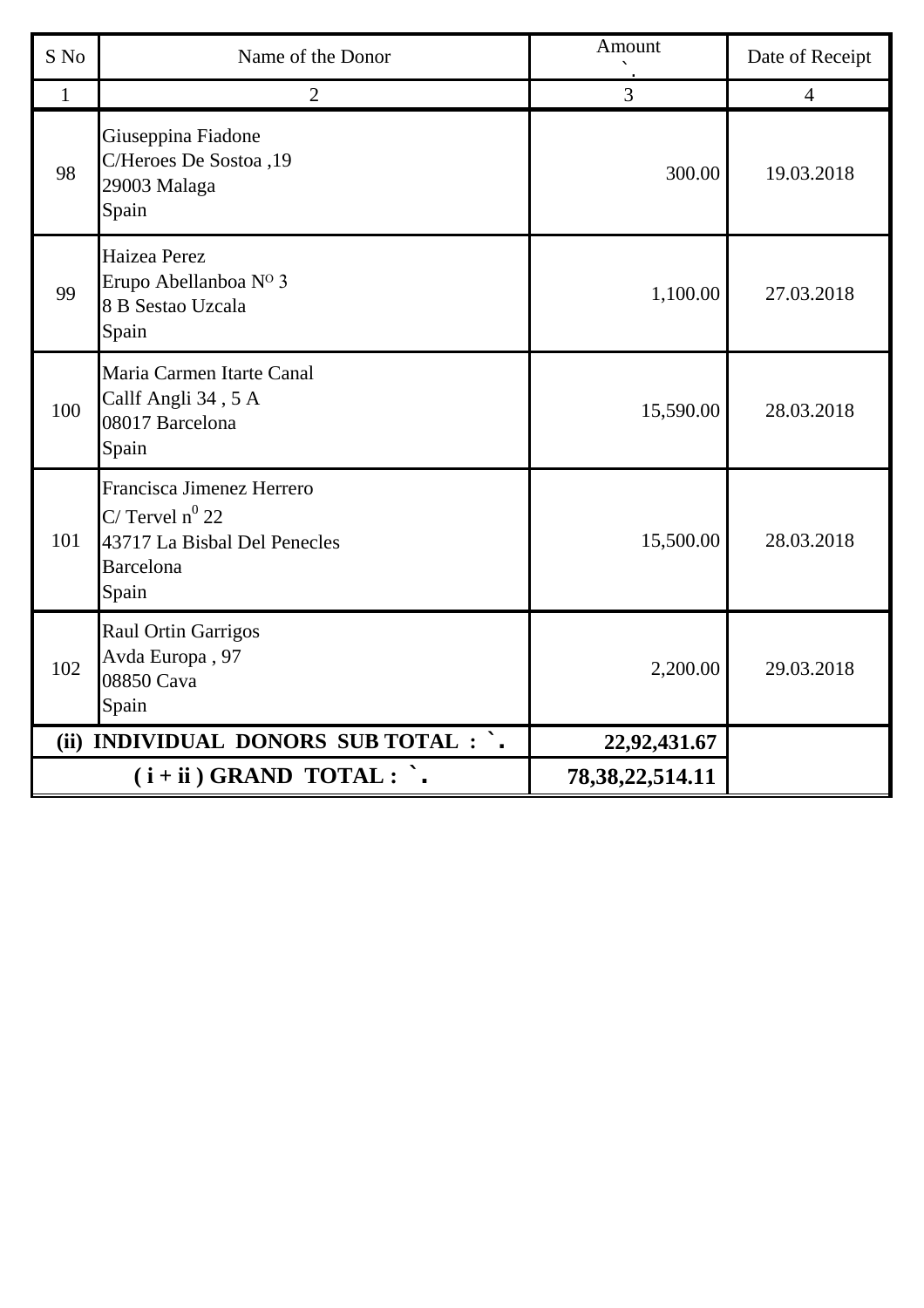| S No | Name of the Donor | Amount ` | Date of Receipt |
|---|---|---|---|
| 1 | 2 | 3 | 4 |
| 98 | Giuseppina Fiadone<br>C/Heroes De Sostoa ,19<br>29003 Malaga<br>Spain | 300.00 | 19.03.2018 |
| 99 | Haizea Perez<br>Erupo Abellanboa Nº 3<br>8 B Sestao Uzcala<br>Spain | 1,100.00 | 27.03.2018 |
| 100 | Maria Carmen Itarte Canal<br>Callf Angli 34 , 5 A<br>08017 Barcelona<br>Spain | 15,590.00 | 28.03.2018 |
| 101 | Francisca Jimenez Herrero<br>C/ Tervel $n^0$ 22<br>43717 La Bisbal Del Penecles<br>Barcelona<br>Spain | 15,500.00 | 28.03.2018 |
| 102 | Raul Ortin Garrigos<br>Avda Europa , 97<br>08850 Cava<br>Spain | 2,200.00 | 29.03.2018 |
| **(ii) INDIVIDUAL DONORS SUB TOTAL : `.** | | **22,92,431.67** | |
| **( i + ii ) GRAND TOTAL : `.** | | **78,38,22,514.11** | |